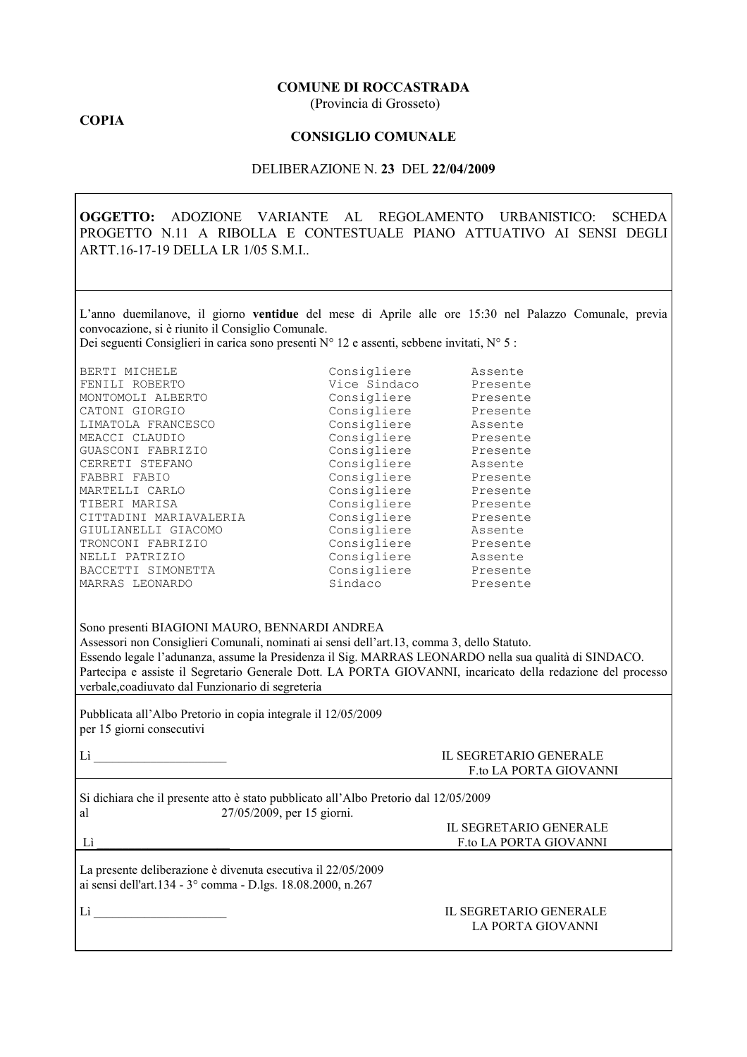**COMUNE DI ROCCASTRADA**
(Provincia di Grosseto)

**COPIA**

**CONSIGLIO COMUNALE**

DELIBERAZIONE N. **23** DEL **22/04/2009**

**OGGETTO:** ADOZIONE VARIANTE AL REGOLAMENTO URBANISTICO: SCHEDA PROGETTO N.11 A RIBOLLA E CONTESTUALE PIANO ATTUATIVO AI SENSI DEGLI ARTT.16-17-19 DELLA LR 1/05 S.M.I..

L'anno duemilanove, il giorno **ventidue** del mese di Aprile alle ore 15:30 nel Palazzo Comunale, previa convocazione, si è riunito il Consiglio Comunale.
Dei seguenti Consiglieri in carica sono presenti N° 12 e assenti, sebbene invitati, N° 5 :

| | | |
|---|---|---|
| BERTI MICHELE | Consigliere | Assente |
| FENILI ROBERTO | Vice Sindaco | Presente |
| MONTOMOLI ALBERTO | Consigliere | Presente |
| CATONI GIORGIO | Consigliere | Presente |
| LIMATOLA FRANCESCO | Consigliere | Assente |
| MEACCI CLAUDIO | Consigliere | Presente |
| GUASCONI FABRIZIO | Consigliere | Presente |
| CERRETI STEFANO | Consigliere | Assente |
| FABBRI FABIO | Consigliere | Presente |
| MARTELLI CARLO | Consigliere | Presente |
| TIBERI MARISA | Consigliere | Presente |
| CITTADINI MARIAVALERIA | Consigliere | Presente |
| GIULIANELLI GIACOMO | Consigliere | Assente |
| TRONCONI FABRIZIO | Consigliere | Presente |
| NELLI PATRIZIO | Consigliere | Assente |
| BACCETTI SIMONETTA | Consigliere | Presente |
| MARRAS LEONARDO | Sindaco | Presente |

Sono presenti BIAGIONI MAURO, BENNARDI ANDREA
Assessori non Consiglieri Comunali, nominati ai sensi dell'art.13, comma 3, dello Statuto.
Essendo legale l'adunanza, assume la Presidenza il Sig. MARRAS LEONARDO nella sua qualità di SINDACO.
Partecipa e assiste il Segretario Generale Dott. LA PORTA GIOVANNI, incaricato della redazione del processo verbale,coadiuvato dal Funzionario di segreteria

Pubblicata all'Albo Pretorio in copia integrale il 12/05/2009
per 15 giorni consecutivi

Lì ____________________

IL SEGRETARIO GENERALE
F.to LA PORTA GIOVANNI

Si dichiara che il presente atto è stato pubblicato all'Albo Pretorio dal 12/05/2009
al 27/05/2009, per 15 giorni.

Lì ____________________

IL SEGRETARIO GENERALE
F.to LA PORTA GIOVANNI

La presente deliberazione è divenuta esecutiva il 22/05/2009
ai sensi dell'art.134 - 3° comma - D.lgs. 18.08.2000, n.267

Lì ____________________

IL SEGRETARIO GENERALE
LA PORTA GIOVANNI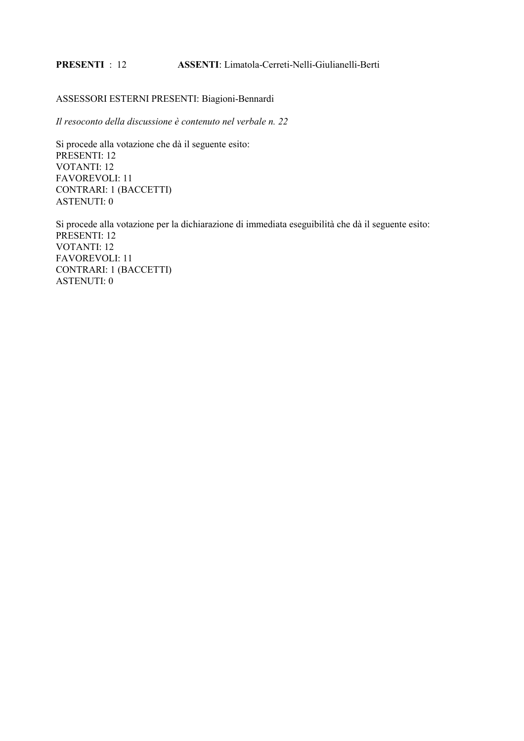**PRESENTI** : 12 **ASSENTI**: Limatola-Cerreti-Nelli-Giulianelli-Berti

ASSESSORI ESTERNI PRESENTI: Biagioni-Bennardi

*Il resoconto della discussione è contenuto nel verbale n. 22*

Si procede alla votazione che dà il seguente esito:
PRESENTI: 12
VOTANTI: 12
FAVOREVOLI: 11
CONTRARI: 1 (BACCETTI)
ASTENUTI: 0

Si procede alla votazione per la dichiarazione di immediata eseguibilità che dà il seguente esito:
PRESENTI: 12
VOTANTI: 12
FAVOREVOLI: 11
CONTRARI: 1 (BACCETTI)
ASTENUTI: 0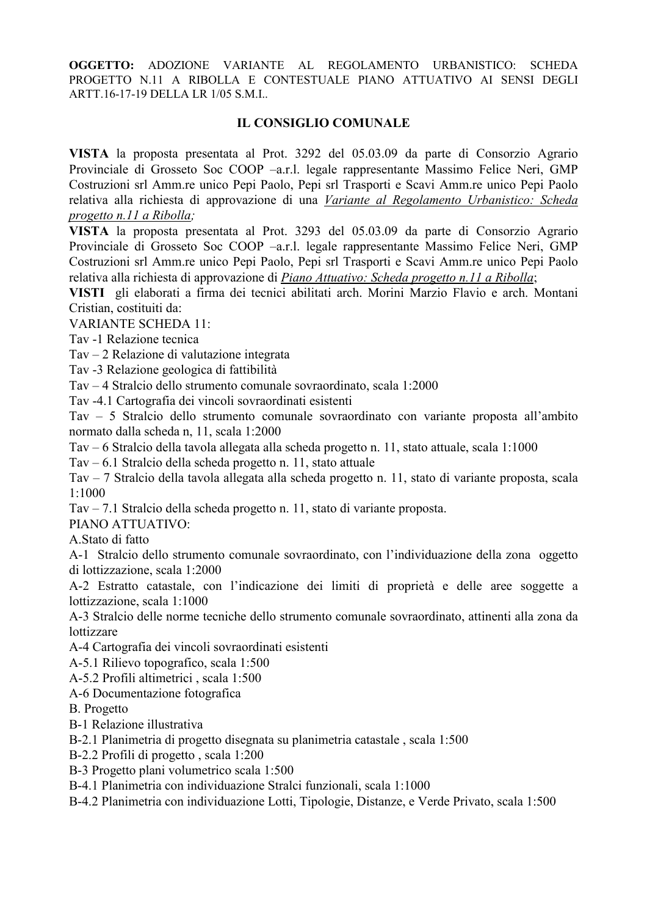**OGGETTO:** ADOZIONE VARIANTE AL REGOLAMENTO URBANISTICO: SCHEDA PROGETTO N.11 A RIBOLLA E CONTESTUALE PIANO ATTUATIVO AI SENSI DEGLI ARTT.16-17-19 DELLA LR 1/05 S.M.I..

## IL CONSIGLIO COMUNALE

**VISTA** la proposta presentata al Prot. 3292 del 05.03.09 da parte di Consorzio Agrario Provinciale di Grosseto Soc COOP –a.r.l. legale rappresentante Massimo Felice Neri, GMP Costruzioni srl Amm.re unico Pepi Paolo, Pepi srl Trasporti e Scavi Amm.re unico Pepi Paolo relativa alla richiesta di approvazione di una <u>*Variante al Regolamento Urbanistico: Scheda progetto n.11 a Ribolla;*</u>

**VISTA** la proposta presentata al Prot. 3293 del 05.03.09 da parte di Consorzio Agrario Provinciale di Grosseto Soc COOP –a.r.l. legale rappresentante Massimo Felice Neri, GMP Costruzioni srl Amm.re unico Pepi Paolo, Pepi srl Trasporti e Scavi Amm.re unico Pepi Paolo relativa alla richiesta di approvazione di <u>*Piano Attuativo: Scheda progetto n.11 a Ribolla*</u>;

**VISTI** gli elaborati a firma dei tecnici abilitati arch. Morini Marzio Flavio e arch. Montani Cristian, costituiti da:

VARIANTE SCHEDA 11:

Tav -1 Relazione tecnica

Tav – 2 Relazione di valutazione integrata

Tav -3 Relazione geologica di fattibilità

Tav – 4 Stralcio dello strumento comunale sovraordinato, scala 1:2000

Tav -4.1 Cartografia dei vincoli sovraordinati esistenti

Tav – 5 Stralcio dello strumento comunale sovraordinato con variante proposta all'ambito normato dalla scheda n, 11, scala 1:2000

Tav – 6 Stralcio della tavola allegata alla scheda progetto n. 11, stato attuale, scala 1:1000

Tav – 6.1 Stralcio della scheda progetto n. 11, stato attuale

Tav – 7 Stralcio della tavola allegata alla scheda progetto n. 11, stato di variante proposta, scala 1:1000

Tav – 7.1 Stralcio della scheda progetto n. 11, stato di variante proposta.

PIANO ATTUATIVO:

A.Stato di fatto

A-1 Stralcio dello strumento comunale sovraordinato, con l'individuazione della zona oggetto di lottizzazione, scala 1:2000

A-2 Estratto catastale, con l'indicazione dei limiti di proprietà e delle aree soggette a lottizzazione, scala 1:1000

A-3 Stralcio delle norme tecniche dello strumento comunale sovraordinato, attinenti alla zona da lottizzare

A-4 Cartografia dei vincoli sovraordinati esistenti

A-5.1 Rilievo topografico, scala 1:500

A-5.2 Profili altimetrici , scala 1:500

A-6 Documentazione fotografica

B. Progetto

B-1 Relazione illustrativa

B-2.1 Planimetria di progetto disegnata su planimetria catastale , scala 1:500

B-2.2 Profili di progetto , scala 1:200

B-3 Progetto plani volumetrico scala 1:500

B-4.1 Planimetria con individuazione Stralci funzionali, scala 1:1000

B-4.2 Planimetria con individuazione Lotti, Tipologie, Distanze, e Verde Privato, scala 1:500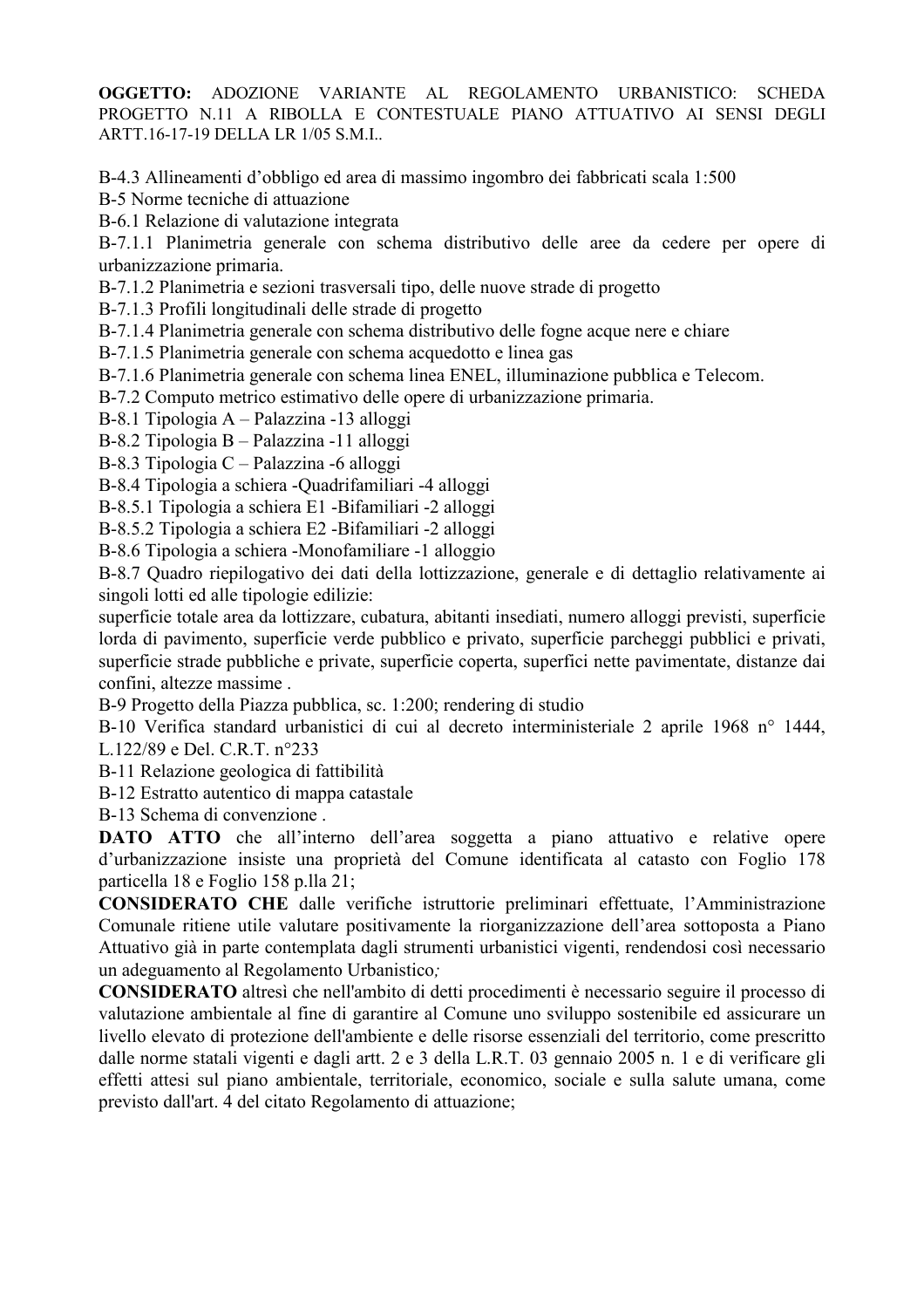**OGGETTO:** ADOZIONE VARIANTE AL REGOLAMENTO URBANISTICO: SCHEDA PROGETTO N.11 A RIBOLLA E CONTESTUALE PIANO ATTUATIVO AI SENSI DEGLI ARTT.16-17-19 DELLA LR 1/05 S.M.I..

B-4.3 Allineamenti d'obbligo ed area di massimo ingombro dei fabbricati scala 1:500
B-5 Norme tecniche di attuazione
B-6.1 Relazione di valutazione integrata
B-7.1.1 Planimetria generale con schema distributivo delle aree da cedere per opere di urbanizzazione primaria.
B-7.1.2 Planimetria e sezioni trasversali tipo, delle nuove strade di progetto
B-7.1.3 Profili longitudinali delle strade di progetto
B-7.1.4 Planimetria generale con schema distributivo delle fogne acque nere e chiare
B-7.1.5 Planimetria generale con schema acquedotto e linea gas
B-7.1.6 Planimetria generale con schema linea ENEL, illuminazione pubblica e Telecom.
B-7.2 Computo metrico estimativo delle opere di urbanizzazione primaria.
B-8.1 Tipologia A – Palazzina -13 alloggi
B-8.2 Tipologia B – Palazzina -11 alloggi
B-8.3 Tipologia C – Palazzina -6 alloggi
B-8.4 Tipologia a schiera -Quadrifamiliari -4 alloggi
B-8.5.1 Tipologia a schiera E1 -Bifamiliari -2 alloggi
B-8.5.2 Tipologia a schiera E2 -Bifamiliari -2 alloggi
B-8.6 Tipologia a schiera -Monofamiliare -1 alloggio
B-8.7 Quadro riepilogativo dei dati della lottizzazione, generale e di dettaglio relativamente ai singoli lotti ed alle tipologie edilizie:
superficie totale area da lottizzare, cubatura, abitanti insediati, numero alloggi previsti, superficie lorda di pavimento, superficie verde pubblico e privato, superficie parcheggi pubblici e privati, superficie strade pubbliche e private, superficie coperta, superfici nette pavimentate, distanze dai confini, altezze massime .
B-9 Progetto della Piazza pubblica, sc. 1:200; rendering di studio
B-10 Verifica standard urbanistici di cui al decreto interministeriale 2 aprile 1968 n° 1444, L.122/89 e Del. C.R.T. n°233
B-11 Relazione geologica di fattibilità
B-12 Estratto autentico di mappa catastale
B-13 Schema di convenzione .

**DATO ATTO** che all'interno dell'area soggetta a piano attuativo e relative opere d'urbanizzazione insiste una proprietà del Comune identificata al catasto con Foglio 178 particella 18 e Foglio 158 p.lla 21;

**CONSIDERATO CHE** dalle verifiche istruttorie preliminari effettuate, l'Amministrazione Comunale ritiene utile valutare positivamente la riorganizzazione dell'area sottoposta a Piano Attuativo già in parte contemplata dagli strumenti urbanistici vigenti, rendendosi così necessario un adeguamento al Regolamento Urbanistico;

**CONSIDERATO** altresì che nell'ambito di detti procedimenti è necessario seguire il processo di valutazione ambientale al fine di garantire al Comune uno sviluppo sostenibile ed assicurare un livello elevato di protezione dell'ambiente e delle risorse essenziali del territorio, come prescritto dalle norme statali vigenti e dagli artt. 2 e 3 della L.R.T. 03 gennaio 2005 n. 1 e di verificare gli effetti attesi sul piano ambientale, territoriale, economico, sociale e sulla salute umana, come previsto dall'art. 4 del citato Regolamento di attuazione;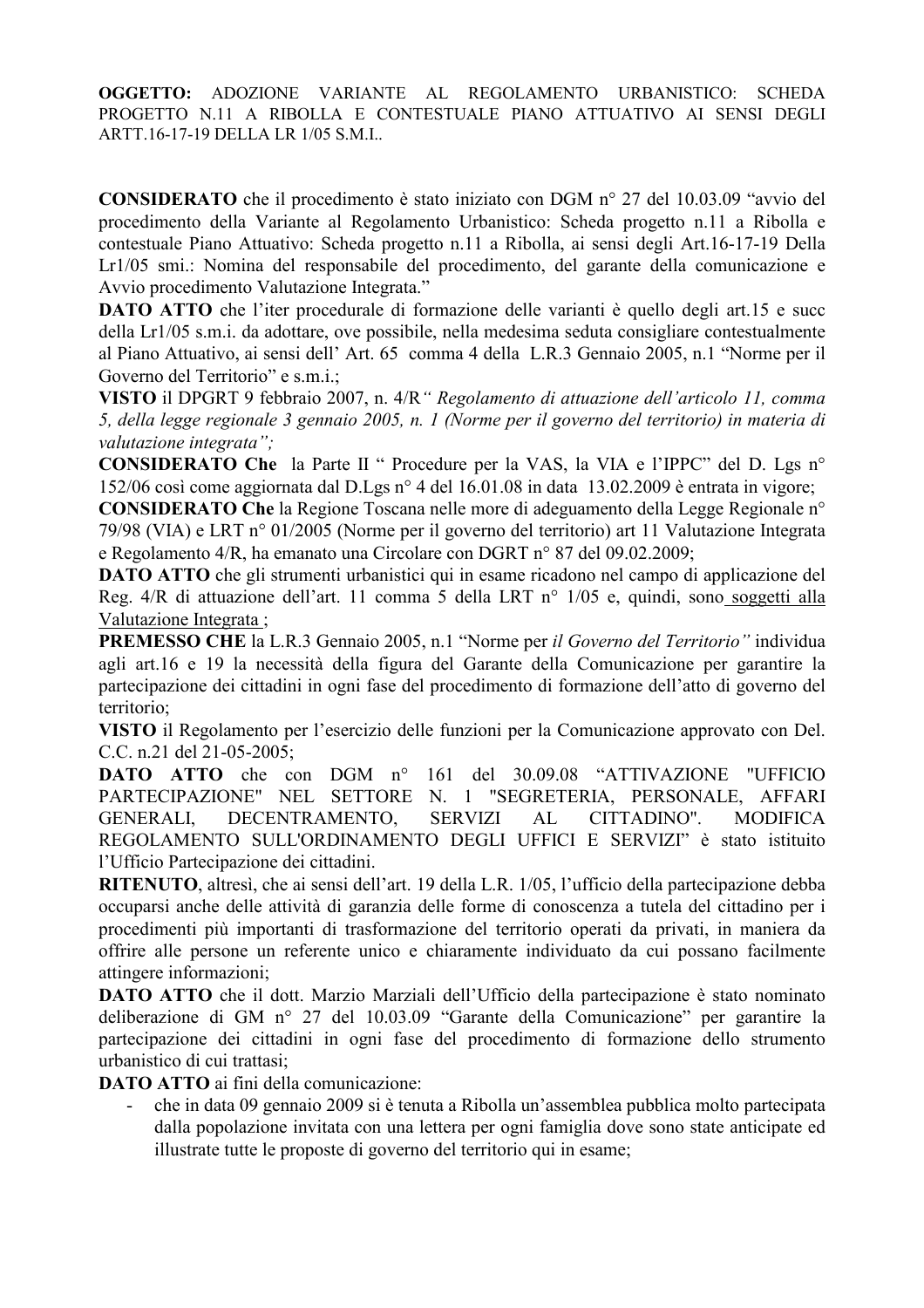**OGGETTO:** ADOZIONE VARIANTE AL REGOLAMENTO URBANISTICO: SCHEDA PROGETTO N.11 A RIBOLLA E CONTESTUALE PIANO ATTUATIVO AI SENSI DEGLI ARTT.16-17-19 DELLA LR 1/05 S.M.I..

**CONSIDERATO** che il procedimento è stato iniziato con DGM n° 27 del 10.03.09 "avvio del procedimento della Variante al Regolamento Urbanistico: Scheda progetto n.11 a Ribolla e contestuale Piano Attuativo: Scheda progetto n.11 a Ribolla, ai sensi degli Art.16-17-19 Della Lr1/05 smi.: Nomina del responsabile del procedimento, del garante della comunicazione e Avvio procedimento Valutazione Integrata."

**DATO ATTO** che l'iter procedurale di formazione delle varianti è quello degli art.15 e succ della Lr1/05 s.m.i. da adottare, ove possibile, nella medesima seduta consigliare contestualmente al Piano Attuativo, ai sensi dell' Art. 65 comma 4 della L.R.3 Gennaio 2005, n.1 "Norme per il Governo del Territorio" e s.m.i.;

**VISTO** il DPGRT 9 febbraio 2007, n. 4/R*" Regolamento di attuazione dell'articolo 11, comma 5, della legge regionale 3 gennaio 2005, n. 1 (Norme per il governo del territorio) in materia di valutazione integrata";*

**CONSIDERATO Che** la Parte II " Procedure per la VAS, la VIA e l'IPPC" del D. Lgs n° 152/06 così come aggiornata dal D.Lgs n° 4 del 16.01.08 in data 13.02.2009 è entrata in vigore;

**CONSIDERATO Che** la Regione Toscana nelle more di adeguamento della Legge Regionale n° 79/98 (VIA) e LRT n° 01/2005 (Norme per il governo del territorio) art 11 Valutazione Integrata e Regolamento 4/R, ha emanato una Circolare con DGRT n° 87 del 09.02.2009;

**DATO ATTO** che gli strumenti urbanistici qui in esame ricadono nel campo di applicazione del Reg. 4/R di attuazione dell'art. 11 comma 5 della LRT n° 1/05 e, quindi, sono soggetti alla Valutazione Integrata ;

**PREMESSO CHE** la L.R.3 Gennaio 2005, n.1 "Norme per *il Governo del Territorio"* individua agli art.16 e 19 la necessità della figura del Garante della Comunicazione per garantire la partecipazione dei cittadini in ogni fase del procedimento di formazione dell'atto di governo del territorio;

**VISTO** il Regolamento per l'esercizio delle funzioni per la Comunicazione approvato con Del. C.C. n.21 del 21-05-2005;

**DATO ATTO** che con DGM n° 161 del 30.09.08 "ATTIVAZIONE "UFFICIO PARTECIPAZIONE" NEL SETTORE N. 1 "SEGRETERIA, PERSONALE, AFFARI GENERALI, DECENTRAMENTO, SERVIZI AL CITTADINO". MODIFICA REGOLAMENTO SULL'ORDINAMENTO DEGLI UFFICI E SERVIZI" è stato istituito l'Ufficio Partecipazione dei cittadini.

**RITENUTO**, altresì, che ai sensi dell'art. 19 della L.R. 1/05, l'ufficio della partecipazione debba occuparsi anche delle attività di garanzia delle forme di conoscenza a tutela del cittadino per i procedimenti più importanti di trasformazione del territorio operati da privati, in maniera da offrire alle persone un referente unico e chiaramente individuato da cui possano facilmente attingere informazioni;

**DATO ATTO** che il dott. Marzio Marziali dell'Ufficio della partecipazione è stato nominato deliberazione di GM n° 27 del 10.03.09 "Garante della Comunicazione" per garantire la partecipazione dei cittadini in ogni fase del procedimento di formazione dello strumento urbanistico di cui trattasi;

**DATO ATTO** ai fini della comunicazione:

- che in data 09 gennaio 2009 si è tenuta a Ribolla un'assemblea pubblica molto partecipata dalla popolazione invitata con una lettera per ogni famiglia dove sono state anticipate ed illustrate tutte le proposte di governo del territorio qui in esame;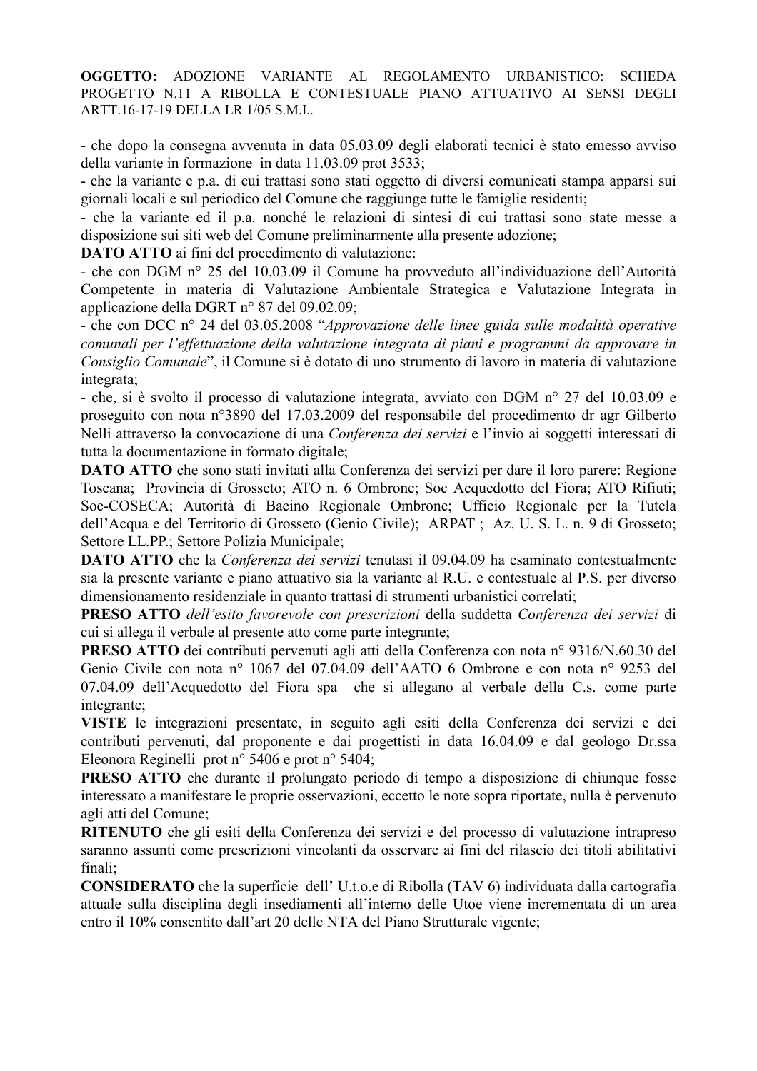**OGGETTO:** ADOZIONE VARIANTE AL REGOLAMENTO URBANISTICO: SCHEDA PROGETTO N.11 A RIBOLLA E CONTESTUALE PIANO ATTUATIVO AI SENSI DEGLI ARTT.16-17-19 DELLA LR 1/05 S.M.I..

- che dopo la consegna avvenuta in data 05.03.09 degli elaborati tecnici è stato emesso avviso della variante in formazione in data 11.03.09 prot 3533;
- che la variante e p.a. di cui trattasi sono stati oggetto di diversi comunicati stampa apparsi sui giornali locali e sul periodico del Comune che raggiunge tutte le famiglie residenti;
- che la variante ed il p.a. nonché le relazioni di sintesi di cui trattasi sono state messe a disposizione sui siti web del Comune preliminarmente alla presente adozione;

**DATO ATTO** ai fini del procedimento di valutazione:

- che con DGM n° 25 del 10.03.09 il Comune ha provveduto all'individuazione dell'Autorità Competente in materia di Valutazione Ambientale Strategica e Valutazione Integrata in applicazione della DGRT n° 87 del 09.02.09;
- che con DCC n° 24 del 03.05.2008 "*Approvazione delle linee guida sulle modalità operative comunali per l'effettuazione della valutazione integrata di piani e programmi da approvare in Consiglio Comunale*", il Comune si è dotato di uno strumento di lavoro in materia di valutazione integrata;
- che, si è svolto il processo di valutazione integrata, avviato con DGM n° 27 del 10.03.09 e proseguito con nota n°3890 del 17.03.2009 del responsabile del procedimento dr agr Gilberto Nelli attraverso la convocazione di una *Conferenza dei servizi* e l'invio ai soggetti interessati di tutta la documentazione in formato digitale;

**DATO ATTO** che sono stati invitati alla Conferenza dei servizi per dare il loro parere: Regione Toscana; Provincia di Grosseto; ATO n. 6 Ombrone; Soc Acquedotto del Fiora; ATO Rifiuti; Soc-COSECA; Autorità di Bacino Regionale Ombrone; Ufficio Regionale per la Tutela dell'Acqua e del Territorio di Grosseto (Genio Civile); ARPAT ; Az. U. S. L. n. 9 di Grosseto; Settore LL.PP.; Settore Polizia Municipale;

**DATO ATTO** che la *Conferenza dei servizi* tenutasi il 09.04.09 ha esaminato contestualmente sia la presente variante e piano attuativo sia la variante al R.U. e contestuale al P.S. per diverso dimensionamento residenziale in quanto trattasi di strumenti urbanistici correlati;

**PRESO ATTO** *dell'esito favorevole con prescrizioni* della suddetta *Conferenza dei servizi* di cui si allega il verbale al presente atto come parte integrante;

**PRESO ATTO** dei contributi pervenuti agli atti della Conferenza con nota n° 9316/N.60.30 del Genio Civile con nota n° 1067 del 07.04.09 dell'AATO 6 Ombrone e con nota n° 9253 del 07.04.09 dell'Acquedotto del Fiora spa che si allegano al verbale della C.s. come parte integrante;

**VISTE** le integrazioni presentate, in seguito agli esiti della Conferenza dei servizi e dei contributi pervenuti, dal proponente e dai progettisti in data 16.04.09 e dal geologo Dr.ssa Eleonora Reginelli prot n° 5406 e prot n° 5404;

**PRESO ATTO** che durante il prolungato periodo di tempo a disposizione di chiunque fosse interessato a manifestare le proprie osservazioni, eccetto le note sopra riportate, nulla è pervenuto agli atti del Comune;

**RITENUTO** che gli esiti della Conferenza dei servizi e del processo di valutazione intrapreso saranno assunti come prescrizioni vincolanti da osservare ai fini del rilascio dei titoli abilitativi finali;

**CONSIDERATO** che la superficie dell' U.t.o.e di Ribolla (TAV 6) individuata dalla cartografia attuale sulla disciplina degli insediamenti all'interno delle Utoe viene incrementata di un area entro il 10% consentito dall'art 20 delle NTA del Piano Strutturale vigente;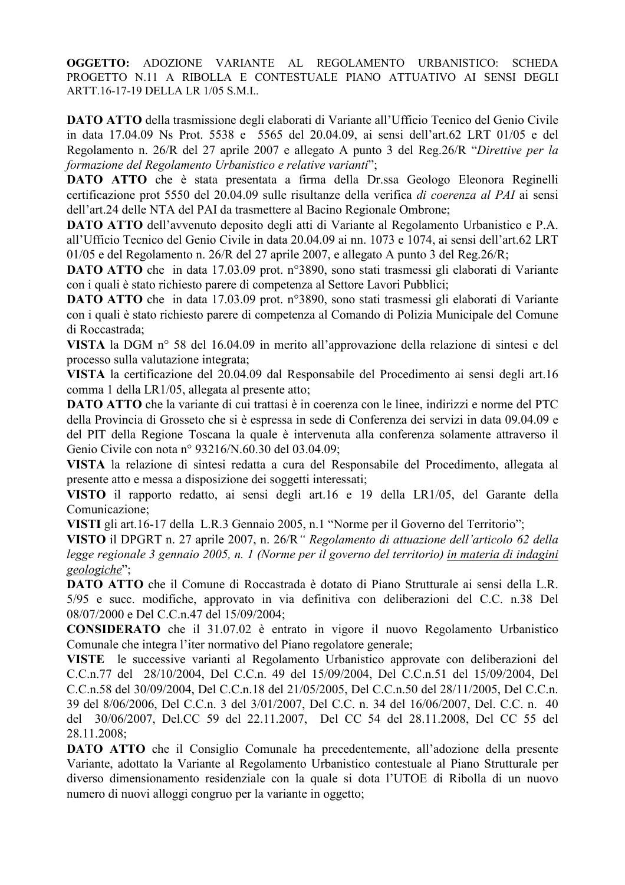**OGGETTO:** ADOZIONE VARIANTE AL REGOLAMENTO URBANISTICO: SCHEDA PROGETTO N.11 A RIBOLLA E CONTESTUALE PIANO ATTUATIVO AI SENSI DEGLI ARTT.16-17-19 DELLA LR 1/05 S.M.I..

**DATO ATTO** della trasmissione degli elaborati di Variante all'Ufficio Tecnico del Genio Civile in data 17.04.09 Ns Prot. 5538 e 5565 del 20.04.09, ai sensi dell'art.62 LRT 01/05 e del Regolamento n. 26/R del 27 aprile 2007 e allegato A punto 3 del Reg.26/R "*Direttive per la formazione del Regolamento Urbanistico e relative varianti*";

**DATO ATTO** che è stata presentata a firma della Dr.ssa Geologo Eleonora Reginelli certificazione prot 5550 del 20.04.09 sulle risultanze della verifica *di coerenza al PAI* ai sensi dell'art.24 delle NTA del PAI da trasmettere al Bacino Regionale Ombrone;

**DATO ATTO** dell'avvenuto deposito degli atti di Variante al Regolamento Urbanistico e P.A. all'Ufficio Tecnico del Genio Civile in data 20.04.09 ai nn. 1073 e 1074, ai sensi dell'art.62 LRT 01/05 e del Regolamento n. 26/R del 27 aprile 2007, e allegato A punto 3 del Reg.26/R;

**DATO ATTO** che in data 17.03.09 prot. n°3890, sono stati trasmessi gli elaborati di Variante con i quali è stato richiesto parere di competenza al Settore Lavori Pubblici;

**DATO ATTO** che in data 17.03.09 prot. n°3890, sono stati trasmessi gli elaborati di Variante con i quali è stato richiesto parere di competenza al Comando di Polizia Municipale del Comune di Roccastrada;

**VISTA** la DGM n° 58 del 16.04.09 in merito all'approvazione della relazione di sintesi e del processo sulla valutazione integrata;

**VISTA** la certificazione del 20.04.09 dal Responsabile del Procedimento ai sensi degli art.16 comma 1 della LR1/05, allegata al presente atto;

**DATO ATTO** che la variante di cui trattasi è in coerenza con le linee, indirizzi e norme del PTC della Provincia di Grosseto che si è espressa in sede di Conferenza dei servizi in data 09.04.09 e del PIT della Regione Toscana la quale è intervenuta alla conferenza solamente attraverso il Genio Civile con nota n° 93216/N.60.30 del 03.04.09;

**VISTA** la relazione di sintesi redatta a cura del Responsabile del Procedimento, allegata al presente atto e messa a disposizione dei soggetti interessati;

**VISTO** il rapporto redatto, ai sensi degli art.16 e 19 della LR1/05, del Garante della Comunicazione;

**VISTI** gli art.16-17 della L.R.3 Gennaio 2005, n.1 "Norme per il Governo del Territorio";

**VISTO** il DPGRT n. 27 aprile 2007, n. 26/R*" Regolamento di attuazione dell'articolo 62 della legge regionale 3 gennaio 2005, n. 1 (Norme per il governo del territorio) <u>in materia di indagini geologiche</u>*";

**DATO ATTO** che il Comune di Roccastrada è dotato di Piano Strutturale ai sensi della L.R. 5/95 e succ. modifiche, approvato in via definitiva con deliberazioni del C.C. n.38 Del 08/07/2000 e Del C.C.n.47 del 15/09/2004;

**CONSIDERATO** che il 31.07.02 è entrato in vigore il nuovo Regolamento Urbanistico Comunale che integra l'iter normativo del Piano regolatore generale;

**VISTE** le successive varianti al Regolamento Urbanistico approvate con deliberazioni del C.C.n.77 del 28/10/2004, Del C.C.n. 49 del 15/09/2004, Del C.C.n.51 del 15/09/2004, Del C.C.n.58 del 30/09/2004, Del C.C.n.18 del 21/05/2005, Del C.C.n.50 del 28/11/2005, Del C.C.n. 39 del 8/06/2006, Del C.C.n. 3 del 3/01/2007, Del C.C. n. 34 del 16/06/2007, Del. C.C. n. 40 del 30/06/2007, Del.CC 59 del 22.11.2007, Del CC 54 del 28.11.2008, Del CC 55 del 28.11.2008;

**DATO ATTO** che il Consiglio Comunale ha precedentemente, all'adozione della presente Variante, adottato la Variante al Regolamento Urbanistico contestuale al Piano Strutturale per diverso dimensionamento residenziale con la quale si dota l'UTOE di Ribolla di un nuovo numero di nuovi alloggi congruo per la variante in oggetto;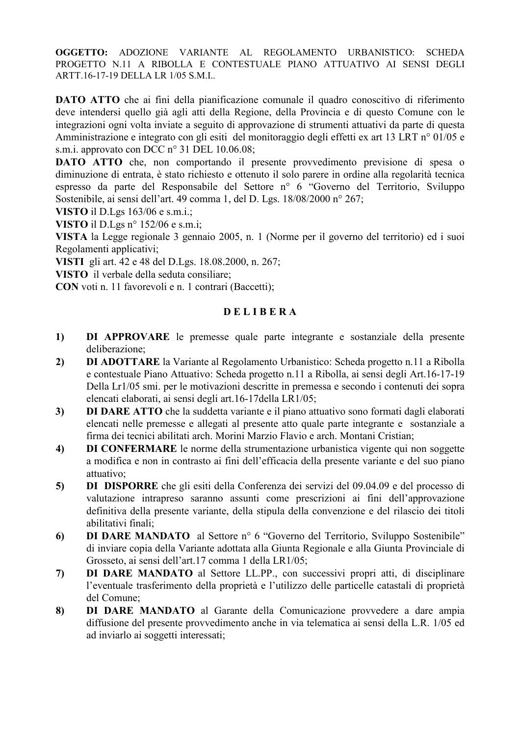**OGGETTO:** ADOZIONE VARIANTE AL REGOLAMENTO URBANISTICO: SCHEDA PROGETTO N.11 A RIBOLLA E CONTESTUALE PIANO ATTUATIVO AI SENSI DEGLI ARTT.16-17-19 DELLA LR 1/05 S.M.I..

**DATO ATTO** che ai fini della pianificazione comunale il quadro conoscitivo di riferimento deve intendersi quello già agli atti della Regione, della Provincia e di questo Comune con le integrazioni ogni volta inviate a seguito di approvazione di strumenti attuativi da parte di questa Amministrazione e integrato con gli esiti del monitoraggio degli effetti ex art 13 LRT n° 01/05 e s.m.i. approvato con DCC n° 31 DEL 10.06.08;

**DATO ATTO** che, non comportando il presente provvedimento previsione di spesa o diminuzione di entrata, è stato richiesto e ottenuto il solo parere in ordine alla regolarità tecnica espresso da parte del Responsabile del Settore n° 6 "Governo del Territorio, Sviluppo Sostenibile, ai sensi dell'art. 49 comma 1, del D. Lgs. 18/08/2000 n° 267;

**VISTO** il D.Lgs 163/06 e s.m.i.;

**VISTO** il D.Lgs n° 152/06 e s.m.i;

**VISTA** la Legge regionale 3 gennaio 2005, n. 1 (Norme per il governo del territorio) ed i suoi Regolamenti applicativi;

**VISTI** gli art. 42 e 48 del D.Lgs. 18.08.2000, n. 267;

**VISTO** il verbale della seduta consiliare;

**CON** voti n. 11 favorevoli e n. 1 contrari (Baccetti);

**D E L I B E R A**

1) **DI APPROVARE** le premesse quale parte integrante e sostanziale della presente deliberazione;
2) **DI ADOTTARE** la Variante al Regolamento Urbanistico: Scheda progetto n.11 a Ribolla e contestuale Piano Attuativo: Scheda progetto n.11 a Ribolla, ai sensi degli Art.16-17-19 Della Lr1/05 smi. per le motivazioni descritte in premessa e secondo i contenuti dei sopra elencati elaborati, ai sensi degli art.16-17della LR1/05;
3) **DI DARE ATTO** che la suddetta variante e il piano attuativo sono formati dagli elaborati elencati nelle premesse e allegati al presente atto quale parte integrante e sostanziale a firma dei tecnici abilitati arch. Morini Marzio Flavio e arch. Montani Cristian;
4) **DI CONFERMARE** le norme della strumentazione urbanistica vigente qui non soggette a modifica e non in contrasto ai fini dell'efficacia della presente variante e del suo piano attuativo;
5) **DI DISPORRE** che gli esiti della Conferenza dei servizi del 09.04.09 e del processo di valutazione intrapreso saranno assunti come prescrizioni ai fini dell'approvazione definitiva della presente variante, della stipula della convenzione e del rilascio dei titoli abilitativi finali;
6) **DI DARE MANDATO** al Settore n° 6 "Governo del Territorio, Sviluppo Sostenibile" di inviare copia della Variante adottata alla Giunta Regionale e alla Giunta Provinciale di Grosseto, ai sensi dell'art.17 comma 1 della LR1/05;
7) **DI DARE MANDATO** al Settore LL.PP., con successivi propri atti, di disciplinare l'eventuale trasferimento della proprietà e l'utilizzo delle particelle catastali di proprietà del Comune;
8) **DI DARE MANDATO** al Garante della Comunicazione provvedere a dare ampia diffusione del presente provvedimento anche in via telematica ai sensi della L.R. 1/05 ed ad inviarlo ai soggetti interessati;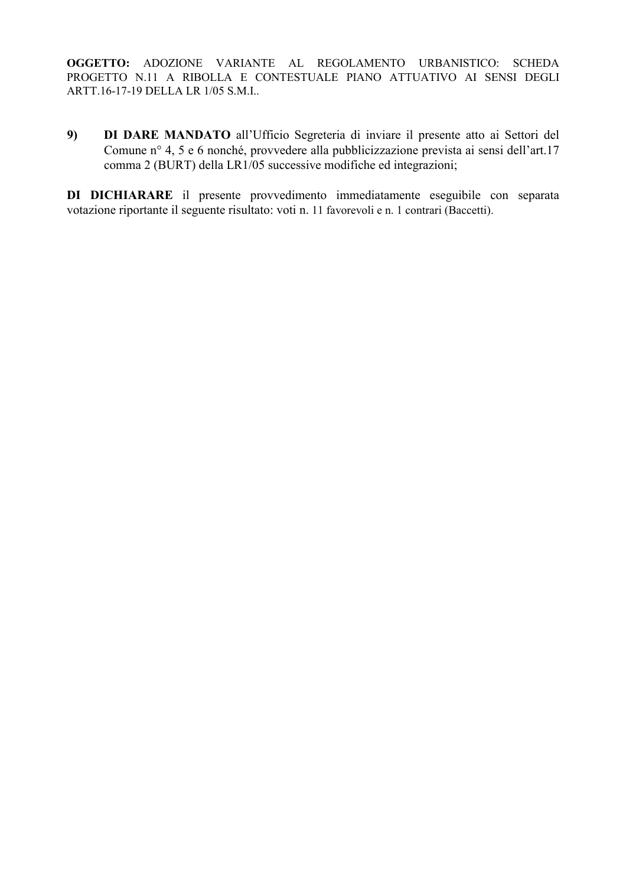9) **DI DARE MANDATO** all'Ufficio Segreteria di inviare il presente atto ai Settori del Comune n° 4, 5 e 6 nonché, provvedere alla pubblicizzazione prevista ai sensi dell'art.17 comma 2 (BURT) della LR1/05 successive modifiche ed integrazioni;

**DI DICHIARARE** il presente provvedimento immediatamente eseguibile con separata votazione riportante il seguente risultato: voti n. 11 favorevoli e n. 1 contrari (Baccetti).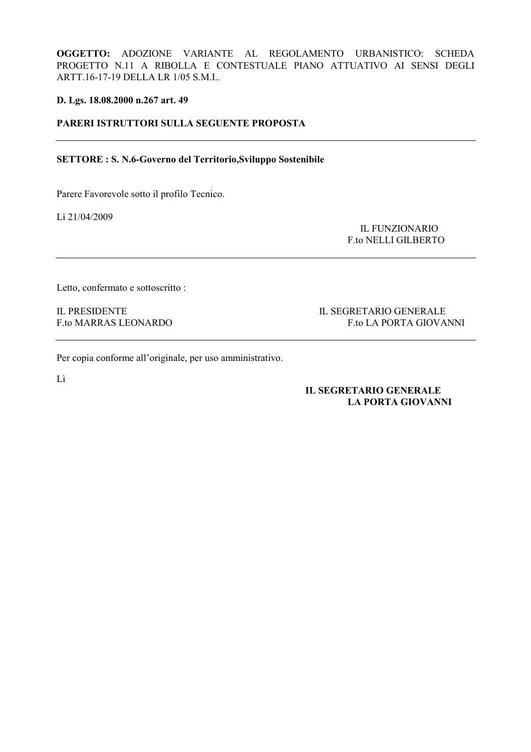**OGGETTO:** ADOZIONE VARIANTE AL REGOLAMENTO URBANISTICO: SCHEDA PROGETTO N.11 A RIBOLLA E CONTESTUALE PIANO ATTUATIVO AI SENSI DEGLI ARTT.16-17-19 DELLA LR 1/05 S.M.I..

**D. Lgs. 18.08.2000 n.267 art. 49**

**PARERI ISTRUTTORI SULLA SEGUENTE PROPOSTA**

---

**SETTORE : S. N.6-Governo del Territorio,Sviluppo Sostenibile**

Parere Favorevole sotto il profilo Tecnico.

Lì 21/04/2009

IL FUNZIONARIO
F.to NELLI GILBERTO

---

Letto, confermato e sottoscritto :

IL PRESIDENTE
F.to MARRAS LEONARDO

IL SEGRETARIO GENERALE
F.to LA PORTA GIOVANNI

---

Per copia conforme all'originale, per uso amministrativo.

Lì

**IL SEGRETARIO GENERALE**
**LA PORTA GIOVANNI**